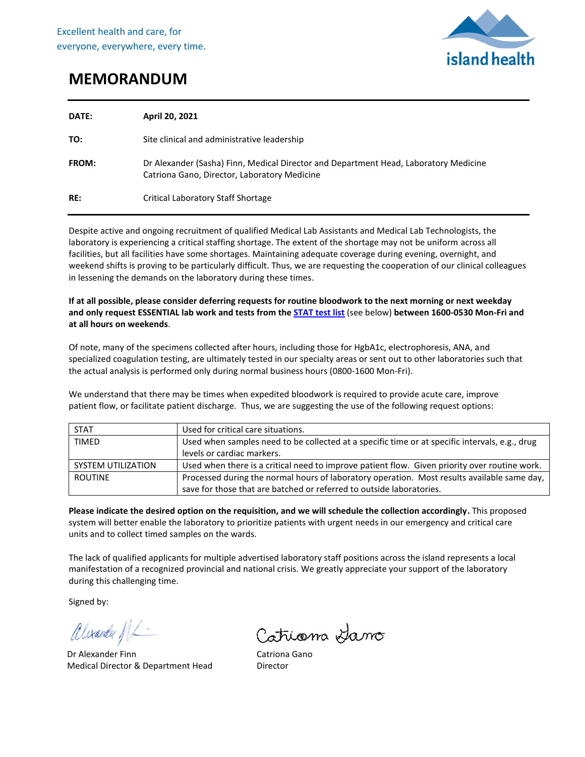Excellent health and care, for everyone, everywhere, every time.

island health

# MEMORANDUM

| | |
|---|---|
| **DATE:** | **April 20, 2021** |
| **TO:** | Site clinical and administrative leadership |
| **FROM:** | Dr Alexander (Sasha) Finn, Medical Director and Department Head, Laboratory Medicine<br>Catriona Gano, Director, Laboratory Medicine |
| **RE:** | Critical Laboratory Staff Shortage |

Despite active and ongoing recruitment of qualified Medical Lab Assistants and Medical Lab Technologists, the laboratory is experiencing a critical staffing shortage. The extent of the shortage may not be uniform across all facilities, but all facilities have some shortages. Maintaining adequate coverage during evening, overnight, and weekend shifts is proving to be particularly difficult. Thus, we are requesting the cooperation of our clinical colleagues in lessening the demands on the laboratory during these times.

**If at all possible, please consider deferring requests for routine bloodwork to the next morning or next weekday and only request ESSENTIAL lab work and tests from the [STAT test list]** (see below) **between 1600-0530 Mon-Fri and at all hours on weekends**.

Of note, many of the specimens collected after hours, including those for HgbA1c, electrophoresis, ANA, and specialized coagulation testing, are ultimately tested in our specialty areas or sent out to other laboratories such that the actual analysis is performed only during normal business hours (0800-1600 Mon-Fri).

We understand that there may be times when expedited bloodwork is required to provide acute care, improve patient flow, or facilitate patient discharge. Thus, we are suggesting the use of the following request options:

| | |
|---|---|
| STAT | Used for critical care situations. |
| TIMED | Used when samples need to be collected at a specific time or at specific intervals, e.g., drug levels or cardiac markers. |
| SYSTEM UTILIZATION | Used when there is a critical need to improve patient flow. Given priority over routine work. |
| ROUTINE | Processed during the normal hours of laboratory operation. Most results available same day, save for those that are batched or referred to outside laboratories. |

**Please indicate the desired option on the requisition, and we will schedule the collection accordingly.** This proposed system will better enable the laboratory to prioritize patients with urgent needs in our emergency and critical care units and to collect timed samples on the wards.

The lack of qualified applicants for multiple advertised laboratory staff positions across the island represents a local manifestation of a recognized provincial and national crisis. We greatly appreciate your support of the laboratory during this challenging time.

Signed by:

Dr Alexander Finn
Medical Director & Department Head

Catriona Gano
Director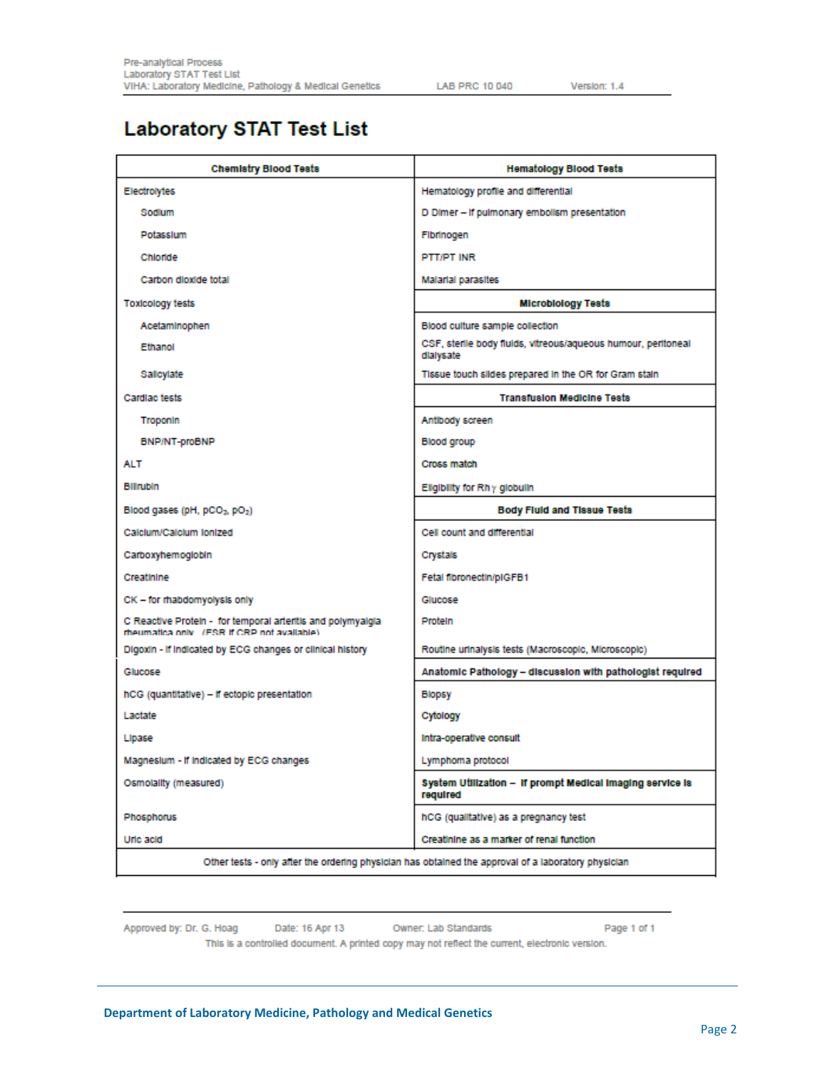# Laboratory STAT Test List

| Chemistry Blood Tests | Hematology Blood Tests |
|---|---|
| Electrolytes | Hematology profile and differential |
| Sodium | D Dimer – if pulmonary embolism presentation |
| Potassium | Fibrinogen |
| Chloride | PTT/PT INR |
| Carbon dioxide total | Malarial parasites |
| Toxicology tests | **Microbiology Tests** |
| Acetaminophen | Blood culture sample collection |
| Ethanol | CSF, sterile body fluids, vitreous/aqueous humour, peritoneal dialysate |
| Salicylate | Tissue touch slides prepared in the OR for Gram stain |
| Cardiac tests | **Transfusion Medicine Tests** |
| Troponin | Antibody screen |
| BNP/NT-proBNP | Blood group |
| ALT | Cross match |
| Bilirubin | Eligibility for Rh $\gamma$ globulin |
| Blood gases (pH, $pCO_2$, $pO_2$) | **Body Fluid and Tissue Tests** |
| Calcium/Calcium ionized | Cell count and differential |
| Carboxyhemoglobin | Crystals |
| Creatinine | Fetal fibronectin/pIGFB1 |
| CK – for rhabdomyolysis only | Glucose |
| C Reactive Protein - for temporal arteritis and polymyalgia rheumatica only (ESR if CRP not available) | Protein |
| Digoxin - if indicated by ECG changes or clinical history | Routine urinalysis tests (Macroscopic, Microscopic) |
| Glucose | **Anatomic Pathology – discussion with pathologist required** |
| hCG (quantitative) – if ectopic presentation | Biopsy |
| Lactate | Cytology |
| Lipase | Intra-operative consult |
| Magnesium - if indicated by ECG changes | Lymphoma protocol |
| Osmolality (measured) | **System Utilization – If prompt Medical Imaging service is required** |
| Phosphorus | hCG (qualitative) as a pregnancy test |
| Uric acid | Creatinine as a marker of renal function |
| Other tests - only after the ordering physician has obtained the approval of a laboratory physician | |

Approved by: Dr. G. Hoag Date: 16 Apr 13 Owner: Lab Standards

This is a controlled document. A printed copy may not reflect the current, electronic version.